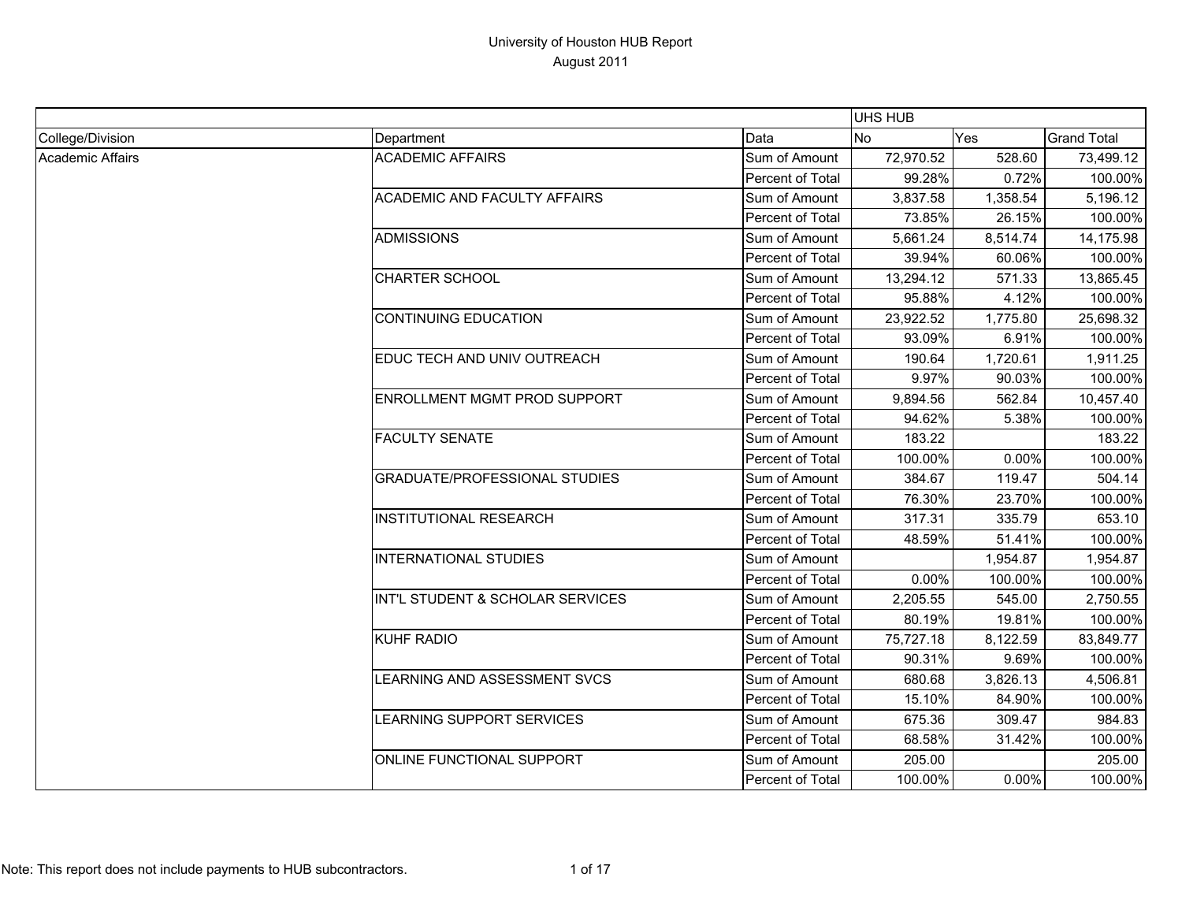# University of Houston HUB Report
## August 2011

| | | | UHS HUB | | |
|---|---|---|---|---|---|
| College/Division | Department | Data | No | Yes | Grand Total |
| Academic Affairs | ACADEMIC AFFAIRS | Sum of Amount | 72,970.52 | 528.60 | 73,499.12 |
| | | Percent of Total | 99.28% | 0.72% | 100.00% |
| | ACADEMIC AND FACULTY AFFAIRS | Sum of Amount | 3,837.58 | 1,358.54 | 5,196.12 |
| | | Percent of Total | 73.85% | 26.15% | 100.00% |
| | ADMISSIONS | Sum of Amount | 5,661.24 | 8,514.74 | 14,175.98 |
| | | Percent of Total | 39.94% | 60.06% | 100.00% |
| | CHARTER SCHOOL | Sum of Amount | 13,294.12 | 571.33 | 13,865.45 |
| | | Percent of Total | 95.88% | 4.12% | 100.00% |
| | CONTINUING EDUCATION | Sum of Amount | 23,922.52 | 1,775.80 | 25,698.32 |
| | | Percent of Total | 93.09% | 6.91% | 100.00% |
| | EDUC TECH AND UNIV OUTREACH | Sum of Amount | 190.64 | 1,720.61 | 1,911.25 |
| | | Percent of Total | 9.97% | 90.03% | 100.00% |
| | ENROLLMENT MGMT PROD SUPPORT | Sum of Amount | 9,894.56 | 562.84 | 10,457.40 |
| | | Percent of Total | 94.62% | 5.38% | 100.00% |
| | FACULTY SENATE | Sum of Amount | 183.22 | | 183.22 |
| | | Percent of Total | 100.00% | 0.00% | 100.00% |
| | GRADUATE/PROFESSIONAL STUDIES | Sum of Amount | 384.67 | 119.47 | 504.14 |
| | | Percent of Total | 76.30% | 23.70% | 100.00% |
| | INSTITUTIONAL RESEARCH | Sum of Amount | 317.31 | 335.79 | 653.10 |
| | | Percent of Total | 48.59% | 51.41% | 100.00% |
| | INTERNATIONAL STUDIES | Sum of Amount | | 1,954.87 | 1,954.87 |
| | | Percent of Total | 0.00% | 100.00% | 100.00% |
| | INT'L STUDENT & SCHOLAR SERVICES | Sum of Amount | 2,205.55 | 545.00 | 2,750.55 |
| | | Percent of Total | 80.19% | 19.81% | 100.00% |
| | KUHF RADIO | Sum of Amount | 75,727.18 | 8,122.59 | 83,849.77 |
| | | Percent of Total | 90.31% | 9.69% | 100.00% |
| | LEARNING AND ASSESSMENT SVCS | Sum of Amount | 680.68 | 3,826.13 | 4,506.81 |
| | | Percent of Total | 15.10% | 84.90% | 100.00% |
| | LEARNING SUPPORT SERVICES | Sum of Amount | 675.36 | 309.47 | 984.83 |
| | | Percent of Total | 68.58% | 31.42% | 100.00% |
| | ONLINE FUNCTIONAL SUPPORT | Sum of Amount | 205.00 | | 205.00 |
| | | Percent of Total | 100.00% | 0.00% | 100.00% |

Note: This report does not include payments to HUB subcontractors.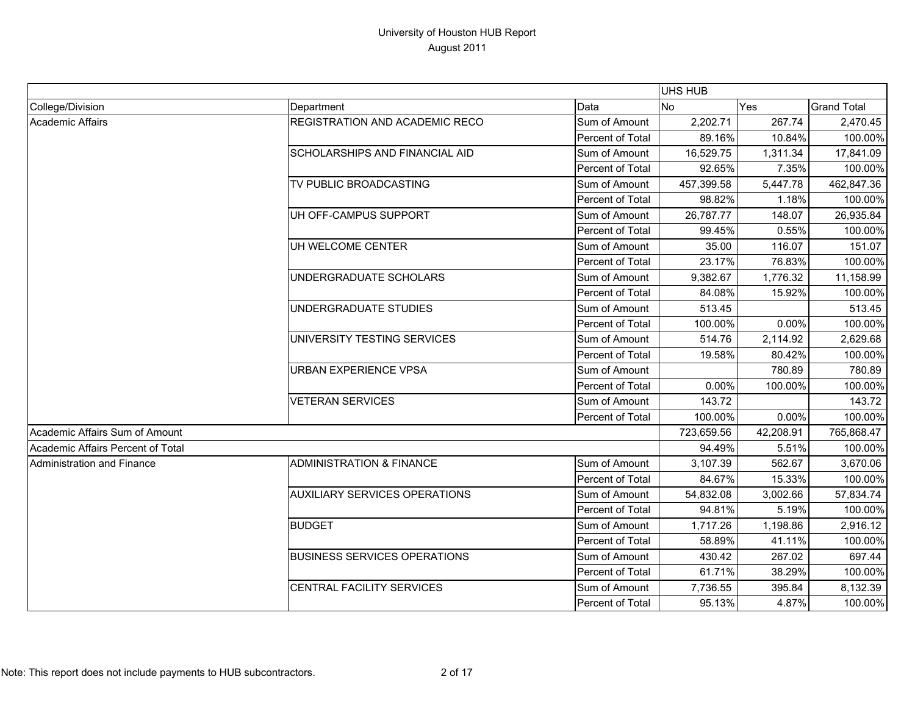# University of Houston HUB Report
## August 2011

| | | | UHS HUB | | |
|---|---|---|---|---|---|
| College/Division | Department | Data | No | Yes | Grand Total |
| Academic Affairs | REGISTRATION AND ACADEMIC RECO | Sum of Amount | 2,202.71 | 267.74 | 2,470.45 |
| | | Percent of Total | 89.16% | 10.84% | 100.00% |
| | SCHOLARSHIPS AND FINANCIAL AID | Sum of Amount | 16,529.75 | 1,311.34 | 17,841.09 |
| | | Percent of Total | 92.65% | 7.35% | 100.00% |
| | TV PUBLIC BROADCASTING | Sum of Amount | 457,399.58 | 5,447.78 | 462,847.36 |
| | | Percent of Total | 98.82% | 1.18% | 100.00% |
| | UH OFF-CAMPUS SUPPORT | Sum of Amount | 26,787.77 | 148.07 | 26,935.84 |
| | | Percent of Total | 99.45% | 0.55% | 100.00% |
| | UH WELCOME CENTER | Sum of Amount | 35.00 | 116.07 | 151.07 |
| | | Percent of Total | 23.17% | 76.83% | 100.00% |
| | UNDERGRADUATE SCHOLARS | Sum of Amount | 9,382.67 | 1,776.32 | 11,158.99 |
| | | Percent of Total | 84.08% | 15.92% | 100.00% |
| | UNDERGRADUATE STUDIES | Sum of Amount | 513.45 | | 513.45 |
| | | Percent of Total | 100.00% | 0.00% | 100.00% |
| | UNIVERSITY TESTING SERVICES | Sum of Amount | 514.76 | 2,114.92 | 2,629.68 |
| | | Percent of Total | 19.58% | 80.42% | 100.00% |
| | URBAN EXPERIENCE VPSA | Sum of Amount | | 780.89 | 780.89 |
| | | Percent of Total | 0.00% | 100.00% | 100.00% |
| | VETERAN SERVICES | Sum of Amount | 143.72 | | 143.72 |
| | | Percent of Total | 100.00% | 0.00% | 100.00% |
| Academic Affairs Sum of Amount | | | 723,659.56 | 42,208.91 | 765,868.47 |
| Academic Affairs Percent of Total | | | 94.49% | 5.51% | 100.00% |
| Administration and Finance | ADMINISTRATION & FINANCE | Sum of Amount | 3,107.39 | 562.67 | 3,670.06 |
| | | Percent of Total | 84.67% | 15.33% | 100.00% |
| | AUXILIARY SERVICES OPERATIONS | Sum of Amount | 54,832.08 | 3,002.66 | 57,834.74 |
| | | Percent of Total | 94.81% | 5.19% | 100.00% |
| | BUDGET | Sum of Amount | 1,717.26 | 1,198.86 | 2,916.12 |
| | | Percent of Total | 58.89% | 41.11% | 100.00% |
| | BUSINESS SERVICES OPERATIONS | Sum of Amount | 430.42 | 267.02 | 697.44 |
| | | Percent of Total | 61.71% | 38.29% | 100.00% |
| | CENTRAL FACILITY SERVICES | Sum of Amount | 7,736.55 | 395.84 | 8,132.39 |
| | | Percent of Total | 95.13% | 4.87% | 100.00% |

Note: This report does not include payments to HUB subcontractors.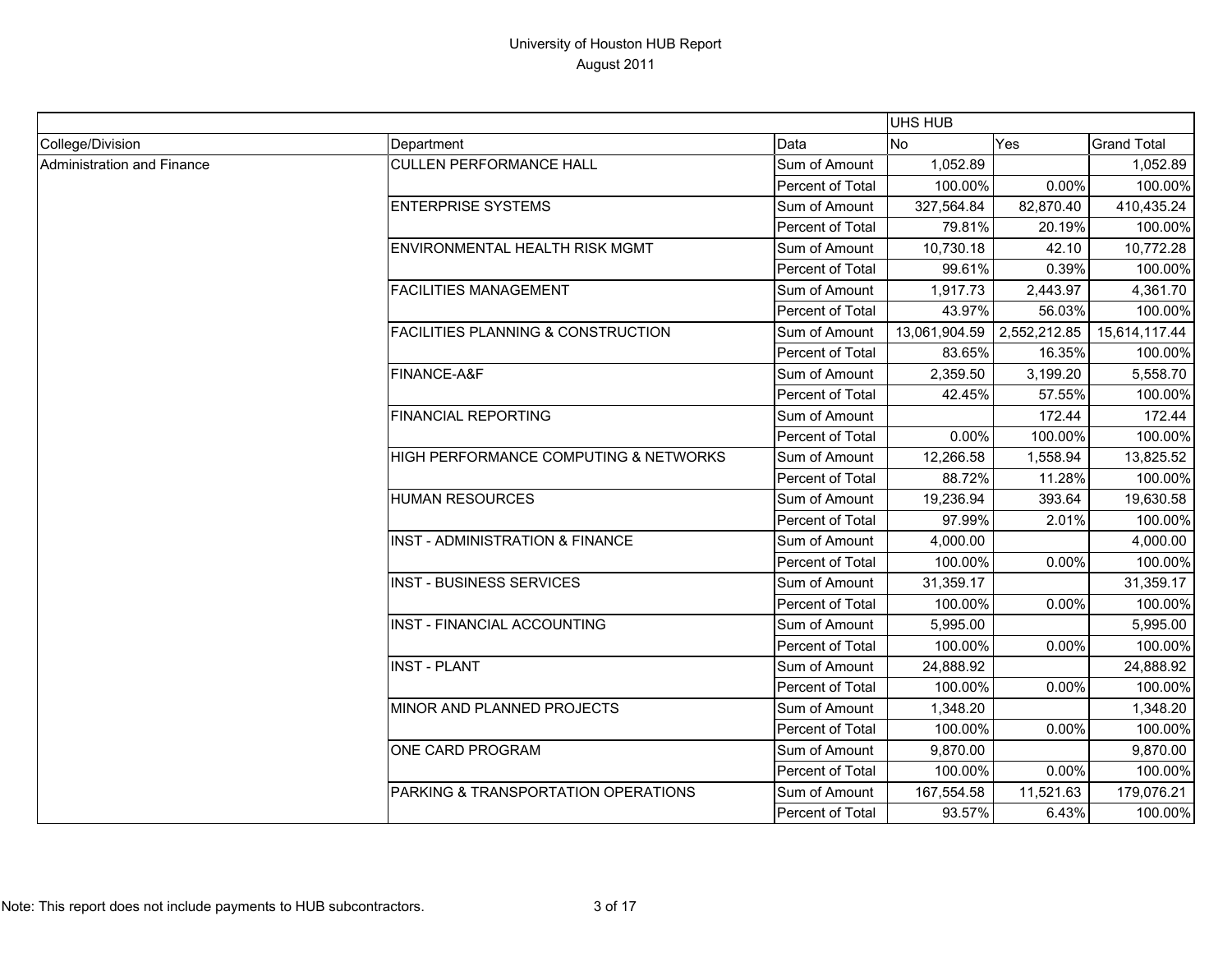# University of Houston HUB Report
## August 2011

| | | | UHS HUB | | |
|---|---|---|---|---|---|
| College/Division | Department | Data | No | Yes | Grand Total |
| Administration and Finance | CULLEN PERFORMANCE HALL | Sum of Amount | 1,052.89 | | 1,052.89 |
| | | Percent of Total | 100.00% | 0.00% | 100.00% |
| | ENTERPRISE SYSTEMS | Sum of Amount | 327,564.84 | 82,870.40 | 410,435.24 |
| | | Percent of Total | 79.81% | 20.19% | 100.00% |
| | ENVIRONMENTAL HEALTH RISK MGMT | Sum of Amount | 10,730.18 | 42.10 | 10,772.28 |
| | | Percent of Total | 99.61% | 0.39% | 100.00% |
| | FACILITIES MANAGEMENT | Sum of Amount | 1,917.73 | 2,443.97 | 4,361.70 |
| | | Percent of Total | 43.97% | 56.03% | 100.00% |
| | FACILITIES PLANNING & CONSTRUCTION | Sum of Amount | 13,061,904.59 | 2,552,212.85 | 15,614,117.44 |
| | | Percent of Total | 83.65% | 16.35% | 100.00% |
| | FINANCE-A&F | Sum of Amount | 2,359.50 | 3,199.20 | 5,558.70 |
| | | Percent of Total | 42.45% | 57.55% | 100.00% |
| | FINANCIAL REPORTING | Sum of Amount | | 172.44 | 172.44 |
| | | Percent of Total | 0.00% | 100.00% | 100.00% |
| | HIGH PERFORMANCE COMPUTING & NETWORKS | Sum of Amount | 12,266.58 | 1,558.94 | 13,825.52 |
| | | Percent of Total | 88.72% | 11.28% | 100.00% |
| | HUMAN RESOURCES | Sum of Amount | 19,236.94 | 393.64 | 19,630.58 |
| | | Percent of Total | 97.99% | 2.01% | 100.00% |
| | INST - ADMINISTRATION & FINANCE | Sum of Amount | 4,000.00 | | 4,000.00 |
| | | Percent of Total | 100.00% | 0.00% | 100.00% |
| | INST - BUSINESS SERVICES | Sum of Amount | 31,359.17 | | 31,359.17 |
| | | Percent of Total | 100.00% | 0.00% | 100.00% |
| | INST - FINANCIAL ACCOUNTING | Sum of Amount | 5,995.00 | | 5,995.00 |
| | | Percent of Total | 100.00% | 0.00% | 100.00% |
| | INST - PLANT | Sum of Amount | 24,888.92 | | 24,888.92 |
| | | Percent of Total | 100.00% | 0.00% | 100.00% |
| | MINOR AND PLANNED PROJECTS | Sum of Amount | 1,348.20 | | 1,348.20 |
| | | Percent of Total | 100.00% | 0.00% | 100.00% |
| | ONE CARD PROGRAM | Sum of Amount | 9,870.00 | | 9,870.00 |
| | | Percent of Total | 100.00% | 0.00% | 100.00% |
| | PARKING & TRANSPORTATION OPERATIONS | Sum of Amount | 167,554.58 | 11,521.63 | 179,076.21 |
| | | Percent of Total | 93.57% | 6.43% | 100.00% |

Note: This report does not include payments to HUB subcontractors.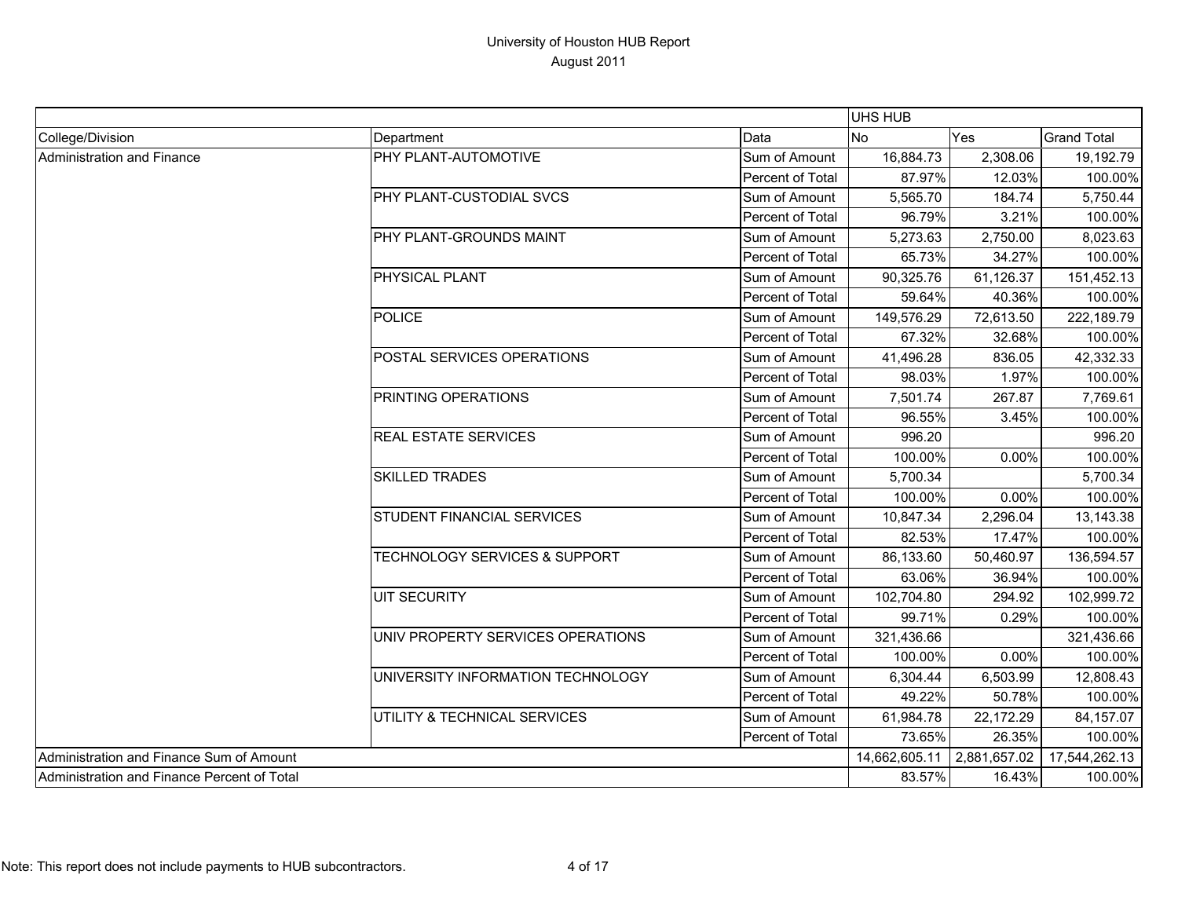# University of Houston HUB Report
August 2011

| | | | UHS HUB | | |
|---|---|---|---|---|---|
| College/Division | Department | Data | No | Yes | Grand Total |
| Administration and Finance | PHY PLANT-AUTOMOTIVE | Sum of Amount | 16,884.73 | 2,308.06 | 19,192.79 |
| | | Percent of Total | 87.97% | 12.03% | 100.00% |
| | PHY PLANT-CUSTODIAL SVCS | Sum of Amount | 5,565.70 | 184.74 | 5,750.44 |
| | | Percent of Total | 96.79% | 3.21% | 100.00% |
| | PHY PLANT-GROUNDS MAINT | Sum of Amount | 5,273.63 | 2,750.00 | 8,023.63 |
| | | Percent of Total | 65.73% | 34.27% | 100.00% |
| | PHYSICAL PLANT | Sum of Amount | 90,325.76 | 61,126.37 | 151,452.13 |
| | | Percent of Total | 59.64% | 40.36% | 100.00% |
| | POLICE | Sum of Amount | 149,576.29 | 72,613.50 | 222,189.79 |
| | | Percent of Total | 67.32% | 32.68% | 100.00% |
| | POSTAL SERVICES OPERATIONS | Sum of Amount | 41,496.28 | 836.05 | 42,332.33 |
| | | Percent of Total | 98.03% | 1.97% | 100.00% |
| | PRINTING OPERATIONS | Sum of Amount | 7,501.74 | 267.87 | 7,769.61 |
| | | Percent of Total | 96.55% | 3.45% | 100.00% |
| | REAL ESTATE SERVICES | Sum of Amount | 996.20 | | 996.20 |
| | | Percent of Total | 100.00% | 0.00% | 100.00% |
| | SKILLED TRADES | Sum of Amount | 5,700.34 | | 5,700.34 |
| | | Percent of Total | 100.00% | 0.00% | 100.00% |
| | STUDENT FINANCIAL SERVICES | Sum of Amount | 10,847.34 | 2,296.04 | 13,143.38 |
| | | Percent of Total | 82.53% | 17.47% | 100.00% |
| | TECHNOLOGY SERVICES & SUPPORT | Sum of Amount | 86,133.60 | 50,460.97 | 136,594.57 |
| | | Percent of Total | 63.06% | 36.94% | 100.00% |
| | UIT SECURITY | Sum of Amount | 102,704.80 | 294.92 | 102,999.72 |
| | | Percent of Total | 99.71% | 0.29% | 100.00% |
| | UNIV PROPERTY SERVICES OPERATIONS | Sum of Amount | 321,436.66 | | 321,436.66 |
| | | Percent of Total | 100.00% | 0.00% | 100.00% |
| | UNIVERSITY INFORMATION TECHNOLOGY | Sum of Amount | 6,304.44 | 6,503.99 | 12,808.43 |
| | | Percent of Total | 49.22% | 50.78% | 100.00% |
| | UTILITY & TECHNICAL SERVICES | Sum of Amount | 61,984.78 | 22,172.29 | 84,157.07 |
| | | Percent of Total | 73.65% | 26.35% | 100.00% |
| Administration and Finance Sum of Amount | | | 14,662,605.11 | 2,881,657.02 | 17,544,262.13 |
| Administration and Finance Percent of Total | | | 83.57% | 16.43% | 100.00% |

Note: This report does not include payments to HUB subcontractors.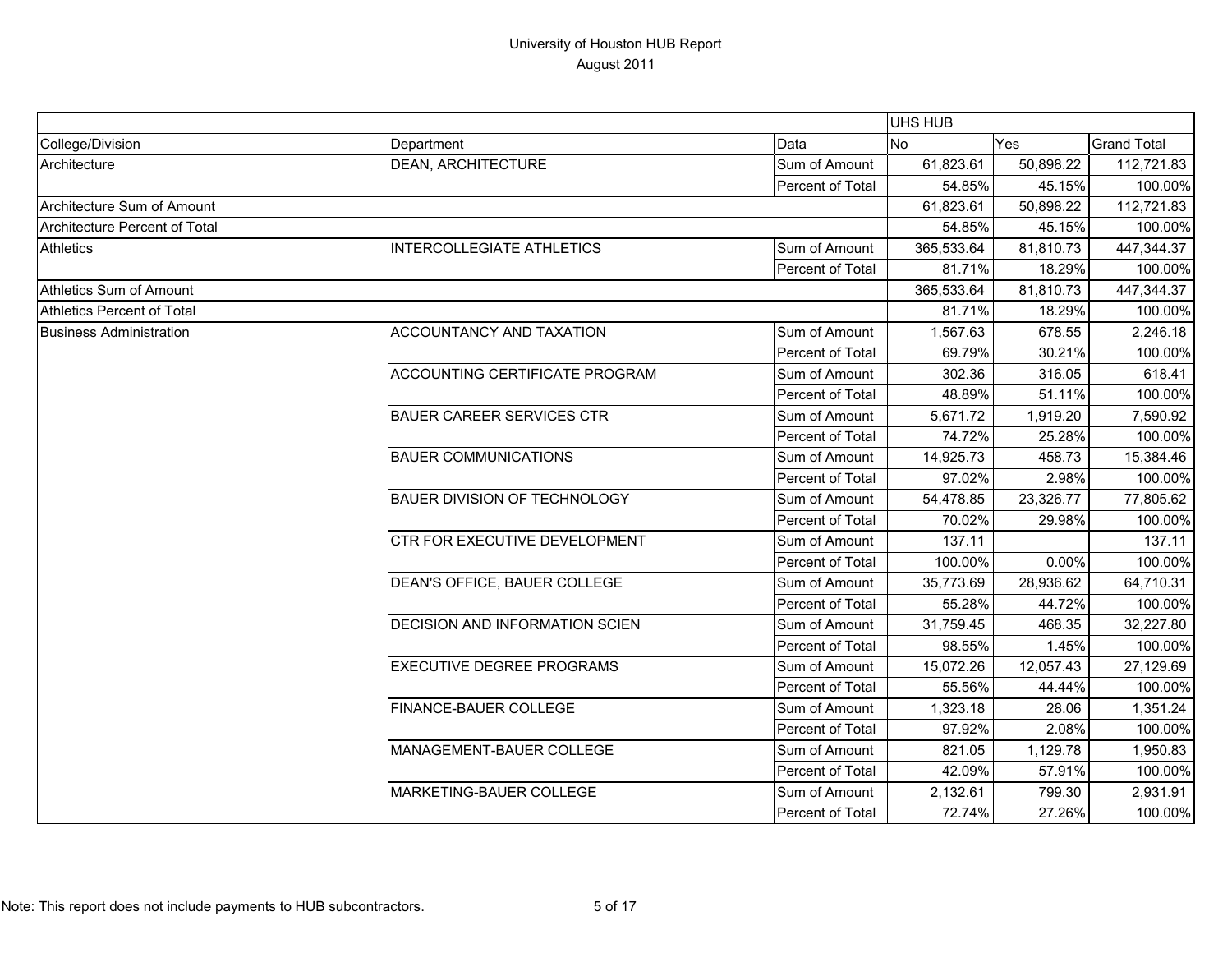# University of Houston HUB Report
## August 2011

| | | | UHS HUB | | |
|---|---|---|---|---|---|
| College/Division | Department | Data | No | Yes | Grand Total |
| Architecture | DEAN, ARCHITECTURE | Sum of Amount | 61,823.61 | 50,898.22 | 112,721.83 |
| | | Percent of Total | 54.85% | 45.15% | 100.00% |
| Architecture Sum of Amount | | | 61,823.61 | 50,898.22 | 112,721.83 |
| Architecture Percent of Total | | | 54.85% | 45.15% | 100.00% |
| Athletics | INTERCOLLEGIATE ATHLETICS | Sum of Amount | 365,533.64 | 81,810.73 | 447,344.37 |
| | | Percent of Total | 81.71% | 18.29% | 100.00% |
| Athletics Sum of Amount | | | 365,533.64 | 81,810.73 | 447,344.37 |
| Athletics Percent of Total | | | 81.71% | 18.29% | 100.00% |
| Business Administration | ACCOUNTANCY AND TAXATION | Sum of Amount | 1,567.63 | 678.55 | 2,246.18 |
| | | Percent of Total | 69.79% | 30.21% | 100.00% |
| | ACCOUNTING CERTIFICATE PROGRAM | Sum of Amount | 302.36 | 316.05 | 618.41 |
| | | Percent of Total | 48.89% | 51.11% | 100.00% |
| | BAUER CAREER SERVICES CTR | Sum of Amount | 5,671.72 | 1,919.20 | 7,590.92 |
| | | Percent of Total | 74.72% | 25.28% | 100.00% |
| | BAUER COMMUNICATIONS | Sum of Amount | 14,925.73 | 458.73 | 15,384.46 |
| | | Percent of Total | 97.02% | 2.98% | 100.00% |
| | BAUER DIVISION OF TECHNOLOGY | Sum of Amount | 54,478.85 | 23,326.77 | 77,805.62 |
| | | Percent of Total | 70.02% | 29.98% | 100.00% |
| | CTR FOR EXECUTIVE DEVELOPMENT | Sum of Amount | 137.11 | | 137.11 |
| | | Percent of Total | 100.00% | 0.00% | 100.00% |
| | DEAN'S OFFICE, BAUER COLLEGE | Sum of Amount | 35,773.69 | 28,936.62 | 64,710.31 |
| | | Percent of Total | 55.28% | 44.72% | 100.00% |
| | DECISION AND INFORMATION SCIEN | Sum of Amount | 31,759.45 | 468.35 | 32,227.80 |
| | | Percent of Total | 98.55% | 1.45% | 100.00% |
| | EXECUTIVE DEGREE PROGRAMS | Sum of Amount | 15,072.26 | 12,057.43 | 27,129.69 |
| | | Percent of Total | 55.56% | 44.44% | 100.00% |
| | FINANCE-BAUER COLLEGE | Sum of Amount | 1,323.18 | 28.06 | 1,351.24 |
| | | Percent of Total | 97.92% | 2.08% | 100.00% |
| | MANAGEMENT-BAUER COLLEGE | Sum of Amount | 821.05 | 1,129.78 | 1,950.83 |
| | | Percent of Total | 42.09% | 57.91% | 100.00% |
| | MARKETING-BAUER COLLEGE | Sum of Amount | 2,132.61 | 799.30 | 2,931.91 |
| | | Percent of Total | 72.74% | 27.26% | 100.00% |

Note: This report does not include payments to HUB subcontractors.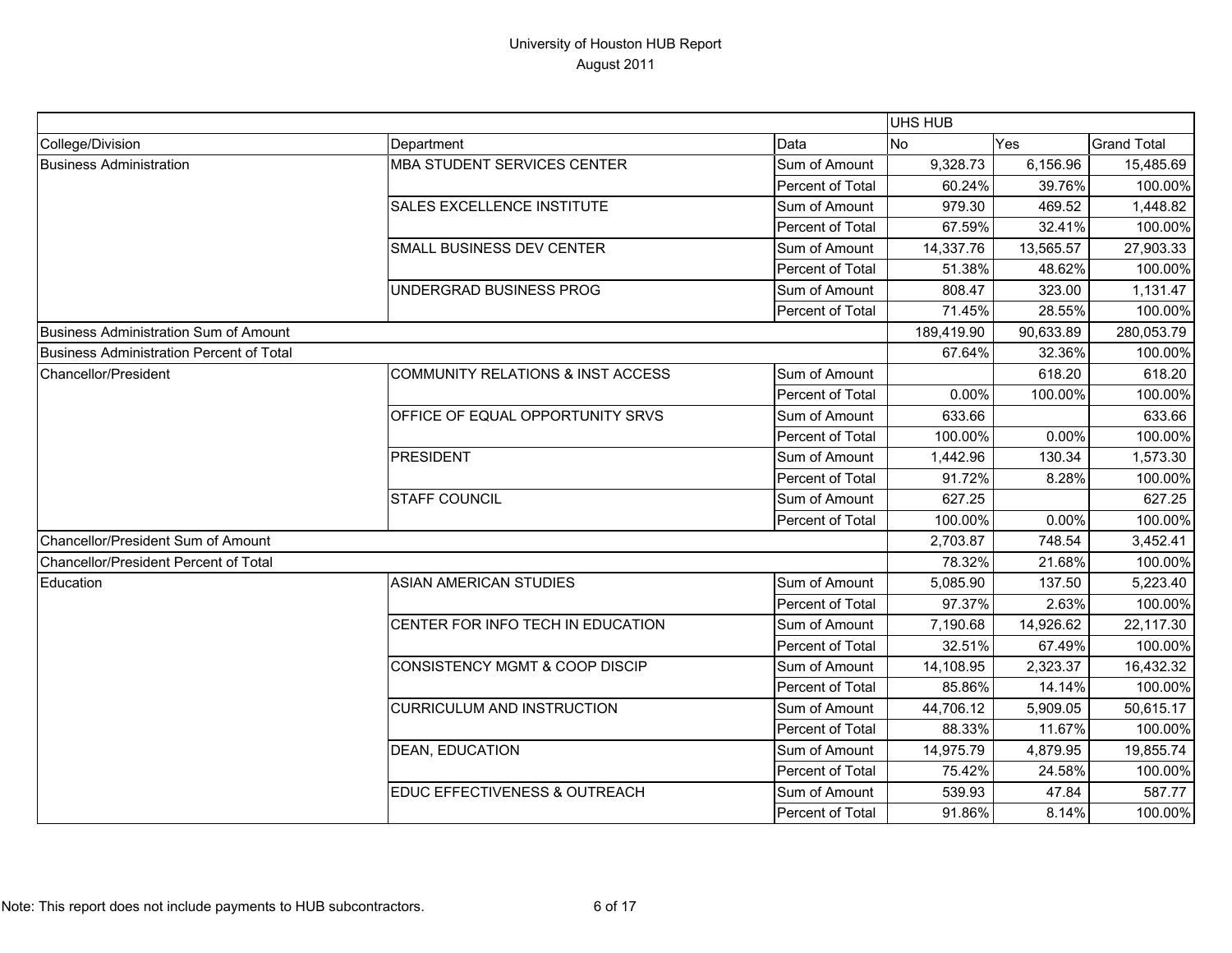# University of Houston HUB Report
## August 2011

| | | | UHS HUB | | |
|---|---|---|---|---|---|
| College/Division | Department | Data | No | Yes | Grand Total |
| Business Administration | MBA STUDENT SERVICES CENTER | Sum of Amount | 9,328.73 | 6,156.96 | 15,485.69 |
| | | Percent of Total | 60.24% | 39.76% | 100.00% |
| | SALES EXCELLENCE INSTITUTE | Sum of Amount | 979.30 | 469.52 | 1,448.82 |
| | | Percent of Total | 67.59% | 32.41% | 100.00% |
| | SMALL BUSINESS DEV CENTER | Sum of Amount | 14,337.76 | 13,565.57 | 27,903.33 |
| | | Percent of Total | 51.38% | 48.62% | 100.00% |
| | UNDERGRAD BUSINESS PROG | Sum of Amount | 808.47 | 323.00 | 1,131.47 |
| | | Percent of Total | 71.45% | 28.55% | 100.00% |
| Business Administration Sum of Amount | | | 189,419.90 | 90,633.89 | 280,053.79 |
| Business Administration Percent of Total | | | 67.64% | 32.36% | 100.00% |
| Chancellor/President | COMMUNITY RELATIONS & INST ACCESS | Sum of Amount | | 618.20 | 618.20 |
| | | Percent of Total | 0.00% | 100.00% | 100.00% |
| | OFFICE OF EQUAL OPPORTUNITY SRVS | Sum of Amount | 633.66 | | 633.66 |
| | | Percent of Total | 100.00% | 0.00% | 100.00% |
| | PRESIDENT | Sum of Amount | 1,442.96 | 130.34 | 1,573.30 |
| | | Percent of Total | 91.72% | 8.28% | 100.00% |
| | STAFF COUNCIL | Sum of Amount | 627.25 | | 627.25 |
| | | Percent of Total | 100.00% | 0.00% | 100.00% |
| Chancellor/President Sum of Amount | | | 2,703.87 | 748.54 | 3,452.41 |
| Chancellor/President Percent of Total | | | 78.32% | 21.68% | 100.00% |
| Education | ASIAN AMERICAN STUDIES | Sum of Amount | 5,085.90 | 137.50 | 5,223.40 |
| | | Percent of Total | 97.37% | 2.63% | 100.00% |
| | CENTER FOR INFO TECH IN EDUCATION | Sum of Amount | 7,190.68 | 14,926.62 | 22,117.30 |
| | | Percent of Total | 32.51% | 67.49% | 100.00% |
| | CONSISTENCY MGMT & COOP DISCIP | Sum of Amount | 14,108.95 | 2,323.37 | 16,432.32 |
| | | Percent of Total | 85.86% | 14.14% | 100.00% |
| | CURRICULUM AND INSTRUCTION | Sum of Amount | 44,706.12 | 5,909.05 | 50,615.17 |
| | | Percent of Total | 88.33% | 11.67% | 100.00% |
| | DEAN, EDUCATION | Sum of Amount | 14,975.79 | 4,879.95 | 19,855.74 |
| | | Percent of Total | 75.42% | 24.58% | 100.00% |
| | EDUC EFFECTIVENESS & OUTREACH | Sum of Amount | 539.93 | 47.84 | 587.77 |
| | | Percent of Total | 91.86% | 8.14% | 100.00% |

Note: This report does not include payments to HUB subcontractors.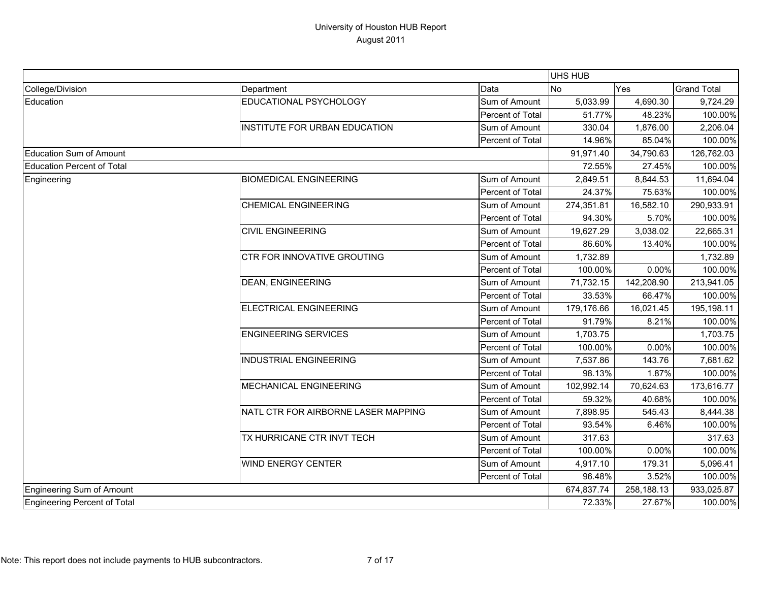# University of Houston HUB Report

August 2011

| | | | UHS HUB | | |
|---|---|---|---|---|---|
| College/Division | Department | Data | No | Yes | Grand Total |
| Education | EDUCATIONAL PSYCHOLOGY | Sum of Amount | 5,033.99 | 4,690.30 | 9,724.29 |
| | | Percent of Total | 51.77% | 48.23% | 100.00% |
| | INSTITUTE FOR URBAN EDUCATION | Sum of Amount | 330.04 | 1,876.00 | 2,206.04 |
| | | Percent of Total | 14.96% | 85.04% | 100.00% |
| Education Sum of Amount | | | 91,971.40 | 34,790.63 | 126,762.03 |
| Education Percent of Total | | | 72.55% | 27.45% | 100.00% |
| Engineering | BIOMEDICAL ENGINEERING | Sum of Amount | 2,849.51 | 8,844.53 | 11,694.04 |
| | | Percent of Total | 24.37% | 75.63% | 100.00% |
| | CHEMICAL ENGINEERING | Sum of Amount | 274,351.81 | 16,582.10 | 290,933.91 |
| | | Percent of Total | 94.30% | 5.70% | 100.00% |
| | CIVIL ENGINEERING | Sum of Amount | 19,627.29 | 3,038.02 | 22,665.31 |
| | | Percent of Total | 86.60% | 13.40% | 100.00% |
| | CTR FOR INNOVATIVE GROUTING | Sum of Amount | 1,732.89 | | 1,732.89 |
| | | Percent of Total | 100.00% | 0.00% | 100.00% |
| | DEAN, ENGINEERING | Sum of Amount | 71,732.15 | 142,208.90 | 213,941.05 |
| | | Percent of Total | 33.53% | 66.47% | 100.00% |
| | ELECTRICAL ENGINEERING | Sum of Amount | 179,176.66 | 16,021.45 | 195,198.11 |
| | | Percent of Total | 91.79% | 8.21% | 100.00% |
| | ENGINEERING SERVICES | Sum of Amount | 1,703.75 | | 1,703.75 |
| | | Percent of Total | 100.00% | 0.00% | 100.00% |
| | INDUSTRIAL ENGINEERING | Sum of Amount | 7,537.86 | 143.76 | 7,681.62 |
| | | Percent of Total | 98.13% | 1.87% | 100.00% |
| | MECHANICAL ENGINEERING | Sum of Amount | 102,992.14 | 70,624.63 | 173,616.77 |
| | | Percent of Total | 59.32% | 40.68% | 100.00% |
| | NATL CTR FOR AIRBORNE LASER MAPPING | Sum of Amount | 7,898.95 | 545.43 | 8,444.38 |
| | | Percent of Total | 93.54% | 6.46% | 100.00% |
| | TX HURRICANE CTR INVT TECH | Sum of Amount | 317.63 | | 317.63 |
| | | Percent of Total | 100.00% | 0.00% | 100.00% |
| | WIND ENERGY CENTER | Sum of Amount | 4,917.10 | 179.31 | 5,096.41 |
| | | Percent of Total | 96.48% | 3.52% | 100.00% |
| Engineering Sum of Amount | | | 674,837.74 | 258,188.13 | 933,025.87 |
| Engineering Percent of Total | | | 72.33% | 27.67% | 100.00% |

Note: This report does not include payments to HUB subcontractors.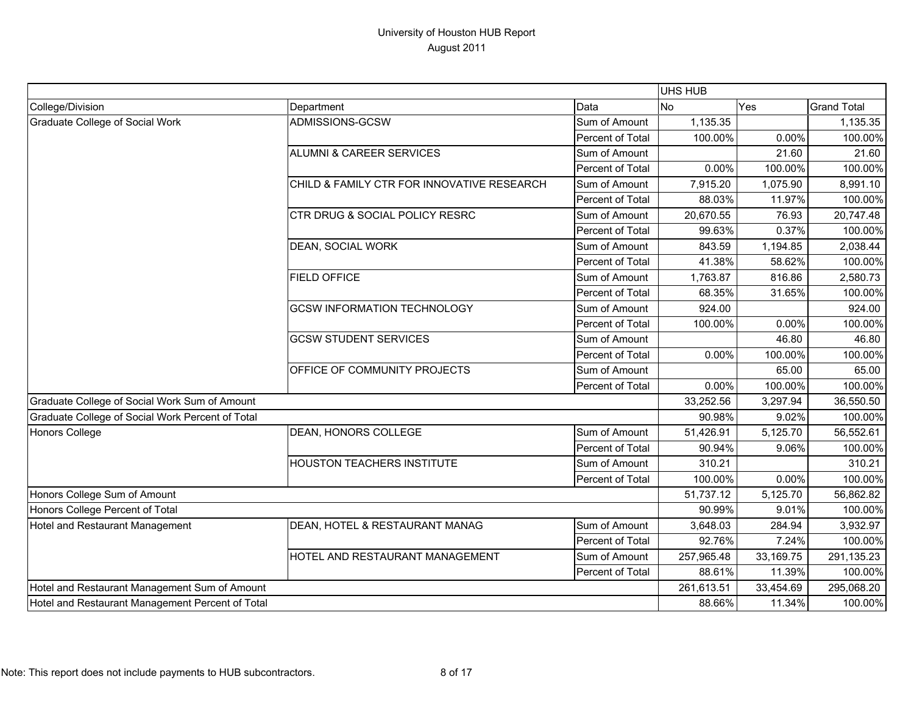# University of Houston HUB Report

August 2011

| | | | UHS HUB | | |
|---|---|---|---|---|---|
| College/Division | Department | Data | No | Yes | Grand Total |
| Graduate College of Social Work | ADMISSIONS-GCSW | Sum of Amount | 1,135.35 | | 1,135.35 |
| | | Percent of Total | 100.00% | 0.00% | 100.00% |
| | ALUMNI & CAREER SERVICES | Sum of Amount | | 21.60 | 21.60 |
| | | Percent of Total | 0.00% | 100.00% | 100.00% |
| | CHILD & FAMILY CTR FOR INNOVATIVE RESEARCH | Sum of Amount | 7,915.20 | 1,075.90 | 8,991.10 |
| | | Percent of Total | 88.03% | 11.97% | 100.00% |
| | CTR DRUG & SOCIAL POLICY RESRC | Sum of Amount | 20,670.55 | 76.93 | 20,747.48 |
| | | Percent of Total | 99.63% | 0.37% | 100.00% |
| | DEAN, SOCIAL WORK | Sum of Amount | 843.59 | 1,194.85 | 2,038.44 |
| | | Percent of Total | 41.38% | 58.62% | 100.00% |
| | FIELD OFFICE | Sum of Amount | 1,763.87 | 816.86 | 2,580.73 |
| | | Percent of Total | 68.35% | 31.65% | 100.00% |
| | GCSW INFORMATION TECHNOLOGY | Sum of Amount | 924.00 | | 924.00 |
| | | Percent of Total | 100.00% | 0.00% | 100.00% |
| | GCSW STUDENT SERVICES | Sum of Amount | | 46.80 | 46.80 |
| | | Percent of Total | 0.00% | 100.00% | 100.00% |
| | OFFICE OF COMMUNITY PROJECTS | Sum of Amount | | 65.00 | 65.00 |
| | | Percent of Total | 0.00% | 100.00% | 100.00% |
| Graduate College of Social Work Sum of Amount | | | 33,252.56 | 3,297.94 | 36,550.50 |
| Graduate College of Social Work Percent of Total | | | 90.98% | 9.02% | 100.00% |
| Honors College | DEAN, HONORS COLLEGE | Sum of Amount | 51,426.91 | 5,125.70 | 56,552.61 |
| | | Percent of Total | 90.94% | 9.06% | 100.00% |
| | HOUSTON TEACHERS INSTITUTE | Sum of Amount | 310.21 | | 310.21 |
| | | Percent of Total | 100.00% | 0.00% | 100.00% |
| Honors College Sum of Amount | | | 51,737.12 | 5,125.70 | 56,862.82 |
| Honors College Percent of Total | | | 90.99% | 9.01% | 100.00% |
| Hotel and Restaurant Management | DEAN, HOTEL & RESTAURANT MANAG | Sum of Amount | 3,648.03 | 284.94 | 3,932.97 |
| | | Percent of Total | 92.76% | 7.24% | 100.00% |
| | HOTEL AND RESTAURANT MANAGEMENT | Sum of Amount | 257,965.48 | 33,169.75 | 291,135.23 |
| | | Percent of Total | 88.61% | 11.39% | 100.00% |
| Hotel and Restaurant Management Sum of Amount | | | 261,613.51 | 33,454.69 | 295,068.20 |
| Hotel and Restaurant Management Percent of Total | | | 88.66% | 11.34% | 100.00% |

Note: This report does not include payments to HUB subcontractors.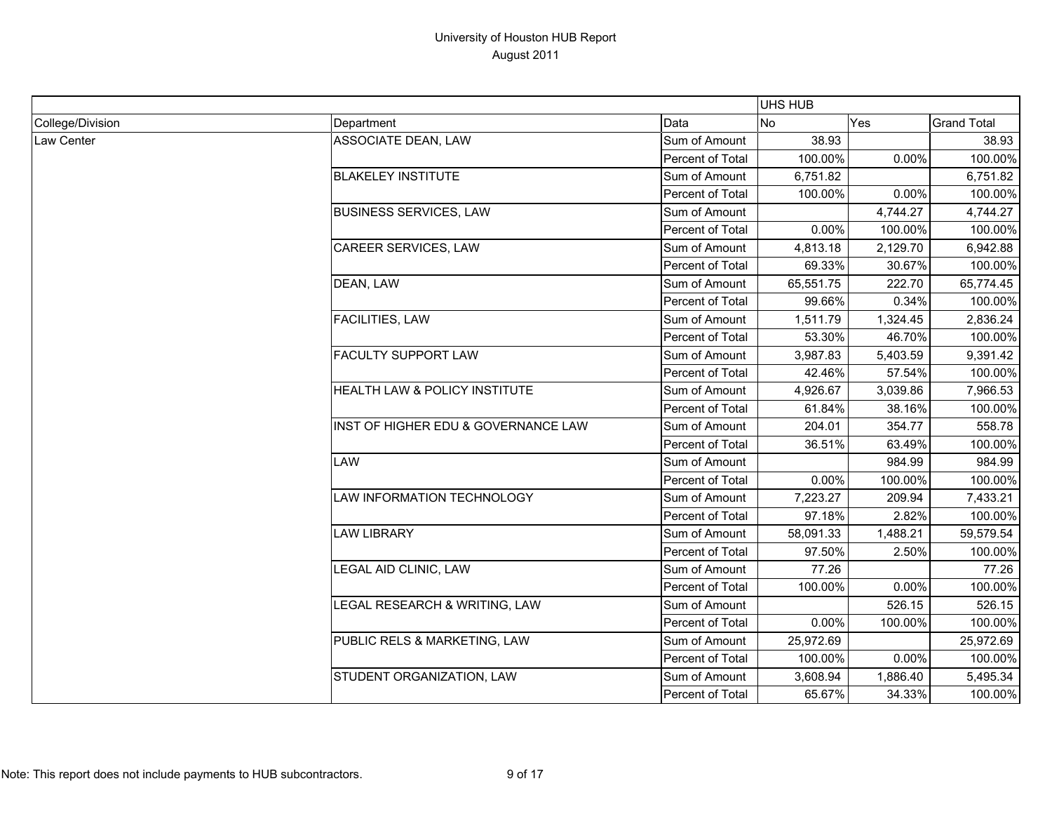# University of Houston HUB Report
## August 2011

| | | | UHS HUB | | |
|---|---|---|---|---|---|
| College/Division | Department | Data | No | Yes | Grand Total |
| Law Center | ASSOCIATE DEAN, LAW | Sum of Amount | 38.93 | | 38.93 |
| | | Percent of Total | 100.00% | 0.00% | 100.00% |
| | BLAKELEY INSTITUTE | Sum of Amount | 6,751.82 | | 6,751.82 |
| | | Percent of Total | 100.00% | 0.00% | 100.00% |
| | BUSINESS SERVICES, LAW | Sum of Amount | | 4,744.27 | 4,744.27 |
| | | Percent of Total | 0.00% | 100.00% | 100.00% |
| | CAREER SERVICES, LAW | Sum of Amount | 4,813.18 | 2,129.70 | 6,942.88 |
| | | Percent of Total | 69.33% | 30.67% | 100.00% |
| | DEAN, LAW | Sum of Amount | 65,551.75 | 222.70 | 65,774.45 |
| | | Percent of Total | 99.66% | 0.34% | 100.00% |
| | FACILITIES, LAW | Sum of Amount | 1,511.79 | 1,324.45 | 2,836.24 |
| | | Percent of Total | 53.30% | 46.70% | 100.00% |
| | FACULTY SUPPORT LAW | Sum of Amount | 3,987.83 | 5,403.59 | 9,391.42 |
| | | Percent of Total | 42.46% | 57.54% | 100.00% |
| | HEALTH LAW & POLICY INSTITUTE | Sum of Amount | 4,926.67 | 3,039.86 | 7,966.53 |
| | | Percent of Total | 61.84% | 38.16% | 100.00% |
| | INST OF HIGHER EDU & GOVERNANCE LAW | Sum of Amount | 204.01 | 354.77 | 558.78 |
| | | Percent of Total | 36.51% | 63.49% | 100.00% |
| | LAW | Sum of Amount | | 984.99 | 984.99 |
| | | Percent of Total | 0.00% | 100.00% | 100.00% |
| | LAW INFORMATION TECHNOLOGY | Sum of Amount | 7,223.27 | 209.94 | 7,433.21 |
| | | Percent of Total | 97.18% | 2.82% | 100.00% |
| | LAW LIBRARY | Sum of Amount | 58,091.33 | 1,488.21 | 59,579.54 |
| | | Percent of Total | 97.50% | 2.50% | 100.00% |
| | LEGAL AID CLINIC, LAW | Sum of Amount | 77.26 | | 77.26 |
| | | Percent of Total | 100.00% | 0.00% | 100.00% |
| | LEGAL RESEARCH & WRITING, LAW | Sum of Amount | | 526.15 | 526.15 |
| | | Percent of Total | 0.00% | 100.00% | 100.00% |
| | PUBLIC RELS & MARKETING, LAW | Sum of Amount | 25,972.69 | | 25,972.69 |
| | | Percent of Total | 100.00% | 0.00% | 100.00% |
| | STUDENT ORGANIZATION, LAW | Sum of Amount | 3,608.94 | 1,886.40 | 5,495.34 |
| | | Percent of Total | 65.67% | 34.33% | 100.00% |

Note: This report does not include payments to HUB subcontractors.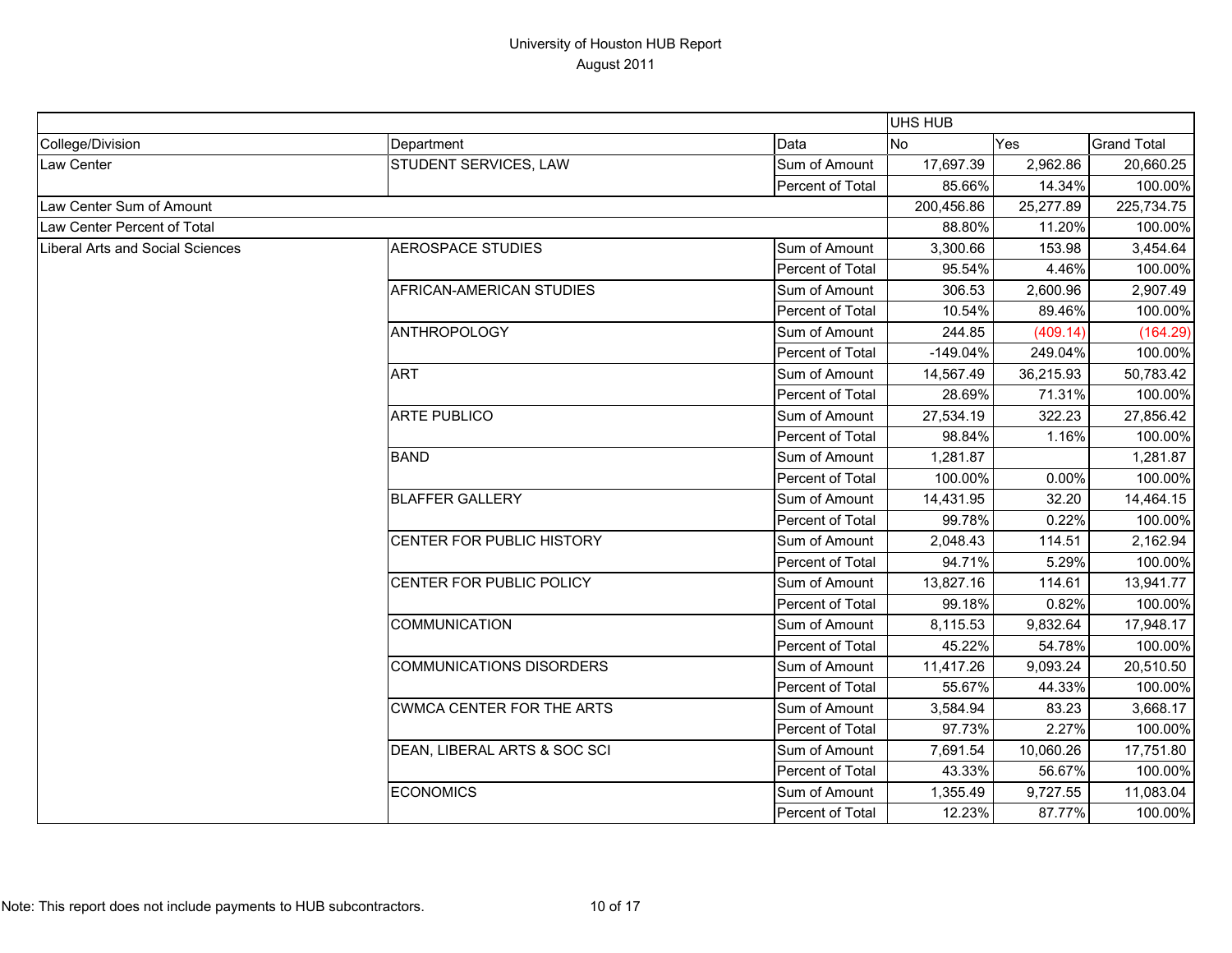# University of Houston HUB Report
August 2011

| | | | UHS HUB | | |
|---|---|---|---|---|---|
| College/Division | Department | Data | No | Yes | Grand Total |
| Law Center | STUDENT SERVICES, LAW | Sum of Amount | 17,697.39 | 2,962.86 | 20,660.25 |
| | | Percent of Total | 85.66% | 14.34% | 100.00% |
| Law Center Sum of Amount | | | 200,456.86 | 25,277.89 | 225,734.75 |
| Law Center Percent of Total | | | 88.80% | 11.20% | 100.00% |
| Liberal Arts and Social Sciences | AEROSPACE STUDIES | Sum of Amount | 3,300.66 | 153.98 | 3,454.64 |
| | | Percent of Total | 95.54% | 4.46% | 100.00% |
| | AFRICAN-AMERICAN STUDIES | Sum of Amount | 306.53 | 2,600.96 | 2,907.49 |
| | | Percent of Total | 10.54% | 89.46% | 100.00% |
| | ANTHROPOLOGY | Sum of Amount | 244.85 | (409.14) | (164.29) |
| | | Percent of Total | -149.04% | 249.04% | 100.00% |
| | ART | Sum of Amount | 14,567.49 | 36,215.93 | 50,783.42 |
| | | Percent of Total | 28.69% | 71.31% | 100.00% |
| | ARTE PUBLICO | Sum of Amount | 27,534.19 | 322.23 | 27,856.42 |
| | | Percent of Total | 98.84% | 1.16% | 100.00% |
| | BAND | Sum of Amount | 1,281.87 | | 1,281.87 |
| | | Percent of Total | 100.00% | 0.00% | 100.00% |
| | BLAFFER GALLERY | Sum of Amount | 14,431.95 | 32.20 | 14,464.15 |
| | | Percent of Total | 99.78% | 0.22% | 100.00% |
| | CENTER FOR PUBLIC HISTORY | Sum of Amount | 2,048.43 | 114.51 | 2,162.94 |
| | | Percent of Total | 94.71% | 5.29% | 100.00% |
| | CENTER FOR PUBLIC POLICY | Sum of Amount | 13,827.16 | 114.61 | 13,941.77 |
| | | Percent of Total | 99.18% | 0.82% | 100.00% |
| | COMMUNICATION | Sum of Amount | 8,115.53 | 9,832.64 | 17,948.17 |
| | | Percent of Total | 45.22% | 54.78% | 100.00% |
| | COMMUNICATIONS DISORDERS | Sum of Amount | 11,417.26 | 9,093.24 | 20,510.50 |
| | | Percent of Total | 55.67% | 44.33% | 100.00% |
| | CWMCA CENTER FOR THE ARTS | Sum of Amount | 3,584.94 | 83.23 | 3,668.17 |
| | | Percent of Total | 97.73% | 2.27% | 100.00% |
| | DEAN, LIBERAL ARTS & SOC SCI | Sum of Amount | 7,691.54 | 10,060.26 | 17,751.80 |
| | | Percent of Total | 43.33% | 56.67% | 100.00% |
| | ECONOMICS | Sum of Amount | 1,355.49 | 9,727.55 | 11,083.04 |
| | | Percent of Total | 12.23% | 87.77% | 100.00% |

Note: This report does not include payments to HUB subcontractors.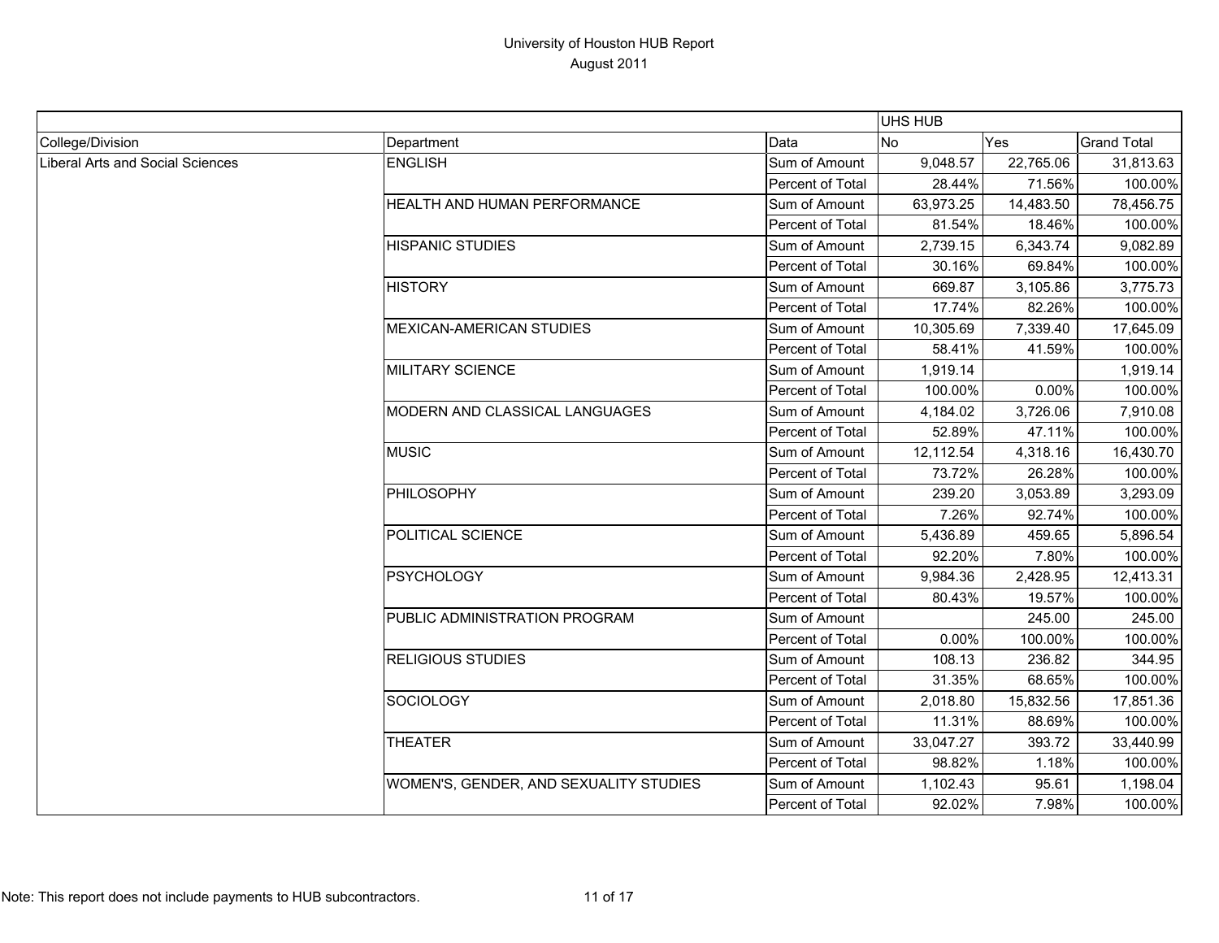# University of Houston HUB Report

August 2011

| | | | UHS HUB | | |
|---|---|---|---|---|---|
| College/Division | Department | Data | No | Yes | Grand Total |
| Liberal Arts and Social Sciences | ENGLISH | Sum of Amount | 9,048.57 | 22,765.06 | 31,813.63 |
| | | Percent of Total | 28.44% | 71.56% | 100.00% |
| | HEALTH AND HUMAN PERFORMANCE | Sum of Amount | 63,973.25 | 14,483.50 | 78,456.75 |
| | | Percent of Total | 81.54% | 18.46% | 100.00% |
| | HISPANIC STUDIES | Sum of Amount | 2,739.15 | 6,343.74 | 9,082.89 |
| | | Percent of Total | 30.16% | 69.84% | 100.00% |
| | HISTORY | Sum of Amount | 669.87 | 3,105.86 | 3,775.73 |
| | | Percent of Total | 17.74% | 82.26% | 100.00% |
| | MEXICAN-AMERICAN STUDIES | Sum of Amount | 10,305.69 | 7,339.40 | 17,645.09 |
| | | Percent of Total | 58.41% | 41.59% | 100.00% |
| | MILITARY SCIENCE | Sum of Amount | 1,919.14 | | 1,919.14 |
| | | Percent of Total | 100.00% | 0.00% | 100.00% |
| | MODERN AND CLASSICAL LANGUAGES | Sum of Amount | 4,184.02 | 3,726.06 | 7,910.08 |
| | | Percent of Total | 52.89% | 47.11% | 100.00% |
| | MUSIC | Sum of Amount | 12,112.54 | 4,318.16 | 16,430.70 |
| | | Percent of Total | 73.72% | 26.28% | 100.00% |
| | PHILOSOPHY | Sum of Amount | 239.20 | 3,053.89 | 3,293.09 |
| | | Percent of Total | 7.26% | 92.74% | 100.00% |
| | POLITICAL SCIENCE | Sum of Amount | 5,436.89 | 459.65 | 5,896.54 |
| | | Percent of Total | 92.20% | 7.80% | 100.00% |
| | PSYCHOLOGY | Sum of Amount | 9,984.36 | 2,428.95 | 12,413.31 |
| | | Percent of Total | 80.43% | 19.57% | 100.00% |
| | PUBLIC ADMINISTRATION PROGRAM | Sum of Amount | | 245.00 | 245.00 |
| | | Percent of Total | 0.00% | 100.00% | 100.00% |
| | RELIGIOUS STUDIES | Sum of Amount | 108.13 | 236.82 | 344.95 |
| | | Percent of Total | 31.35% | 68.65% | 100.00% |
| | SOCIOLOGY | Sum of Amount | 2,018.80 | 15,832.56 | 17,851.36 |
| | | Percent of Total | 11.31% | 88.69% | 100.00% |
| | THEATER | Sum of Amount | 33,047.27 | 393.72 | 33,440.99 |
| | | Percent of Total | 98.82% | 1.18% | 100.00% |
| | WOMEN'S, GENDER, AND SEXUALITY STUDIES | Sum of Amount | 1,102.43 | 95.61 | 1,198.04 |
| | | Percent of Total | 92.02% | 7.98% | 100.00% |

Note: This report does not include payments to HUB subcontractors.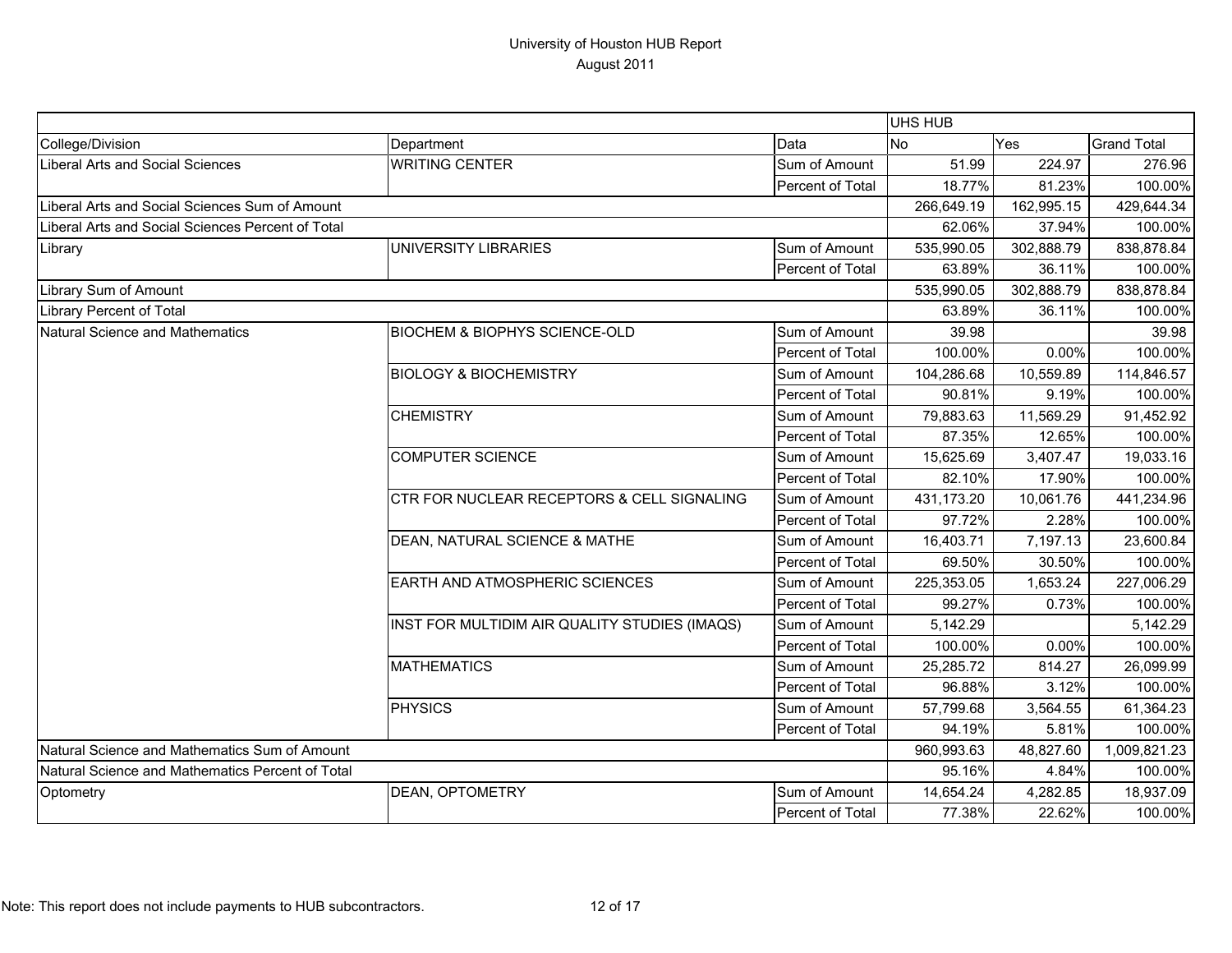# University of Houston HUB Report
## August 2011

| | | | UHS HUB | | |
|---|---|---|---|---|---|
| College/Division | Department | Data | No | Yes | Grand Total |
| Liberal Arts and Social Sciences | WRITING CENTER | Sum of Amount | 51.99 | 224.97 | 276.96 |
| | | Percent of Total | 18.77% | 81.23% | 100.00% |
| Liberal Arts and Social Sciences Sum of Amount | | | 266,649.19 | 162,995.15 | 429,644.34 |
| Liberal Arts and Social Sciences Percent of Total | | | 62.06% | 37.94% | 100.00% |
| Library | UNIVERSITY LIBRARIES | Sum of Amount | 535,990.05 | 302,888.79 | 838,878.84 |
| | | Percent of Total | 63.89% | 36.11% | 100.00% |
| Library Sum of Amount | | | 535,990.05 | 302,888.79 | 838,878.84 |
| Library Percent of Total | | | 63.89% | 36.11% | 100.00% |
| Natural Science and Mathematics | BIOCHEM & BIOPHYS SCIENCE-OLD | Sum of Amount | 39.98 | | 39.98 |
| | | Percent of Total | 100.00% | 0.00% | 100.00% |
| | BIOLOGY & BIOCHEMISTRY | Sum of Amount | 104,286.68 | 10,559.89 | 114,846.57 |
| | | Percent of Total | 90.81% | 9.19% | 100.00% |
| | CHEMISTRY | Sum of Amount | 79,883.63 | 11,569.29 | 91,452.92 |
| | | Percent of Total | 87.35% | 12.65% | 100.00% |
| | COMPUTER SCIENCE | Sum of Amount | 15,625.69 | 3,407.47 | 19,033.16 |
| | | Percent of Total | 82.10% | 17.90% | 100.00% |
| | CTR FOR NUCLEAR RECEPTORS & CELL SIGNALING | Sum of Amount | 431,173.20 | 10,061.76 | 441,234.96 |
| | | Percent of Total | 97.72% | 2.28% | 100.00% |
| | DEAN, NATURAL SCIENCE & MATHE | Sum of Amount | 16,403.71 | 7,197.13 | 23,600.84 |
| | | Percent of Total | 69.50% | 30.50% | 100.00% |
| | EARTH AND ATMOSPHERIC SCIENCES | Sum of Amount | 225,353.05 | 1,653.24 | 227,006.29 |
| | | Percent of Total | 99.27% | 0.73% | 100.00% |
| | INST FOR MULTIDIM AIR QUALITY STUDIES (IMAQS) | Sum of Amount | 5,142.29 | | 5,142.29 |
| | | Percent of Total | 100.00% | 0.00% | 100.00% |
| | MATHEMATICS | Sum of Amount | 25,285.72 | 814.27 | 26,099.99 |
| | | Percent of Total | 96.88% | 3.12% | 100.00% |
| | PHYSICS | Sum of Amount | 57,799.68 | 3,564.55 | 61,364.23 |
| | | Percent of Total | 94.19% | 5.81% | 100.00% |
| Natural Science and Mathematics Sum of Amount | | | 960,993.63 | 48,827.60 | 1,009,821.23 |
| Natural Science and Mathematics Percent of Total | | | 95.16% | 4.84% | 100.00% |
| Optometry | DEAN, OPTOMETRY | Sum of Amount | 14,654.24 | 4,282.85 | 18,937.09 |
| | | Percent of Total | 77.38% | 22.62% | 100.00% |

Note: This report does not include payments to HUB subcontractors.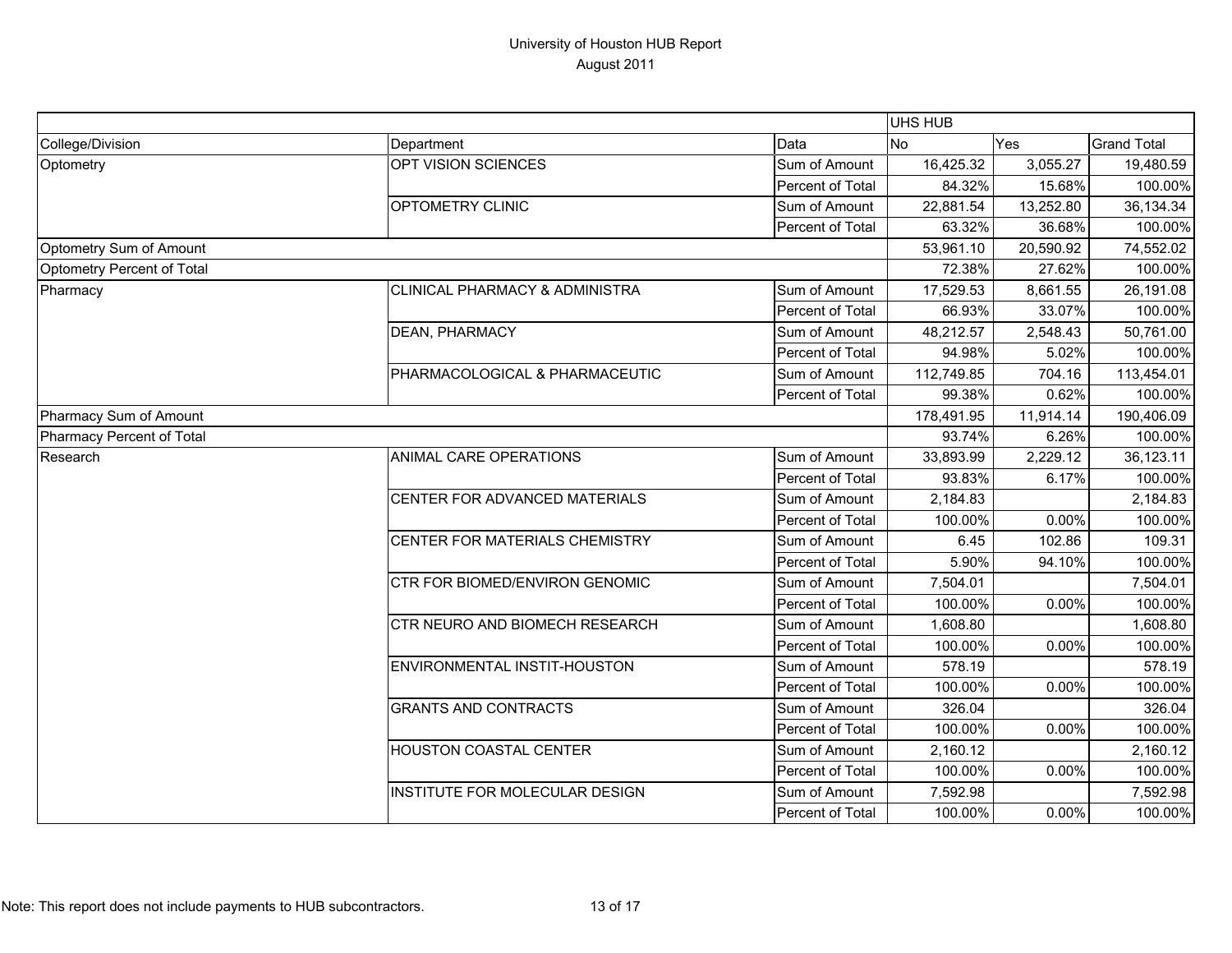# University of Houston HUB Report
August 2011

| | | | UHS HUB | | |
|---|---|---|---|---|---|
| College/Division | Department | Data | No | Yes | Grand Total |
| Optometry | OPT VISION SCIENCES | Sum of Amount | 16,425.32 | 3,055.27 | 19,480.59 |
| | | Percent of Total | 84.32% | 15.68% | 100.00% |
| | OPTOMETRY CLINIC | Sum of Amount | 22,881.54 | 13,252.80 | 36,134.34 |
| | | Percent of Total | 63.32% | 36.68% | 100.00% |
| Optometry Sum of Amount | | | 53,961.10 | 20,590.92 | 74,552.02 |
| Optometry Percent of Total | | | 72.38% | 27.62% | 100.00% |
| Pharmacy | CLINICAL PHARMACY & ADMINISTRA | Sum of Amount | 17,529.53 | 8,661.55 | 26,191.08 |
| | | Percent of Total | 66.93% | 33.07% | 100.00% |
| | DEAN, PHARMACY | Sum of Amount | 48,212.57 | 2,548.43 | 50,761.00 |
| | | Percent of Total | 94.98% | 5.02% | 100.00% |
| | PHARMACOLOGICAL & PHARMACEUTIC | Sum of Amount | 112,749.85 | 704.16 | 113,454.01 |
| | | Percent of Total | 99.38% | 0.62% | 100.00% |
| Pharmacy Sum of Amount | | | 178,491.95 | 11,914.14 | 190,406.09 |
| Pharmacy Percent of Total | | | 93.74% | 6.26% | 100.00% |
| Research | ANIMAL CARE OPERATIONS | Sum of Amount | 33,893.99 | 2,229.12 | 36,123.11 |
| | | Percent of Total | 93.83% | 6.17% | 100.00% |
| | CENTER FOR ADVANCED MATERIALS | Sum of Amount | 2,184.83 | | 2,184.83 |
| | | Percent of Total | 100.00% | 0.00% | 100.00% |
| | CENTER FOR MATERIALS CHEMISTRY | Sum of Amount | 6.45 | 102.86 | 109.31 |
| | | Percent of Total | 5.90% | 94.10% | 100.00% |
| | CTR FOR BIOMED/ENVIRON GENOMIC | Sum of Amount | 7,504.01 | | 7,504.01 |
| | | Percent of Total | 100.00% | 0.00% | 100.00% |
| | CTR NEURO AND BIOMECH RESEARCH | Sum of Amount | 1,608.80 | | 1,608.80 |
| | | Percent of Total | 100.00% | 0.00% | 100.00% |
| | ENVIRONMENTAL INSTIT-HOUSTON | Sum of Amount | 578.19 | | 578.19 |
| | | Percent of Total | 100.00% | 0.00% | 100.00% |
| | GRANTS AND CONTRACTS | Sum of Amount | 326.04 | | 326.04 |
| | | Percent of Total | 100.00% | 0.00% | 100.00% |
| | HOUSTON COASTAL CENTER | Sum of Amount | 2,160.12 | | 2,160.12 |
| | | Percent of Total | 100.00% | 0.00% | 100.00% |
| | INSTITUTE FOR MOLECULAR DESIGN | Sum of Amount | 7,592.98 | | 7,592.98 |
| | | Percent of Total | 100.00% | 0.00% | 100.00% |

Note: This report does not include payments to HUB subcontractors.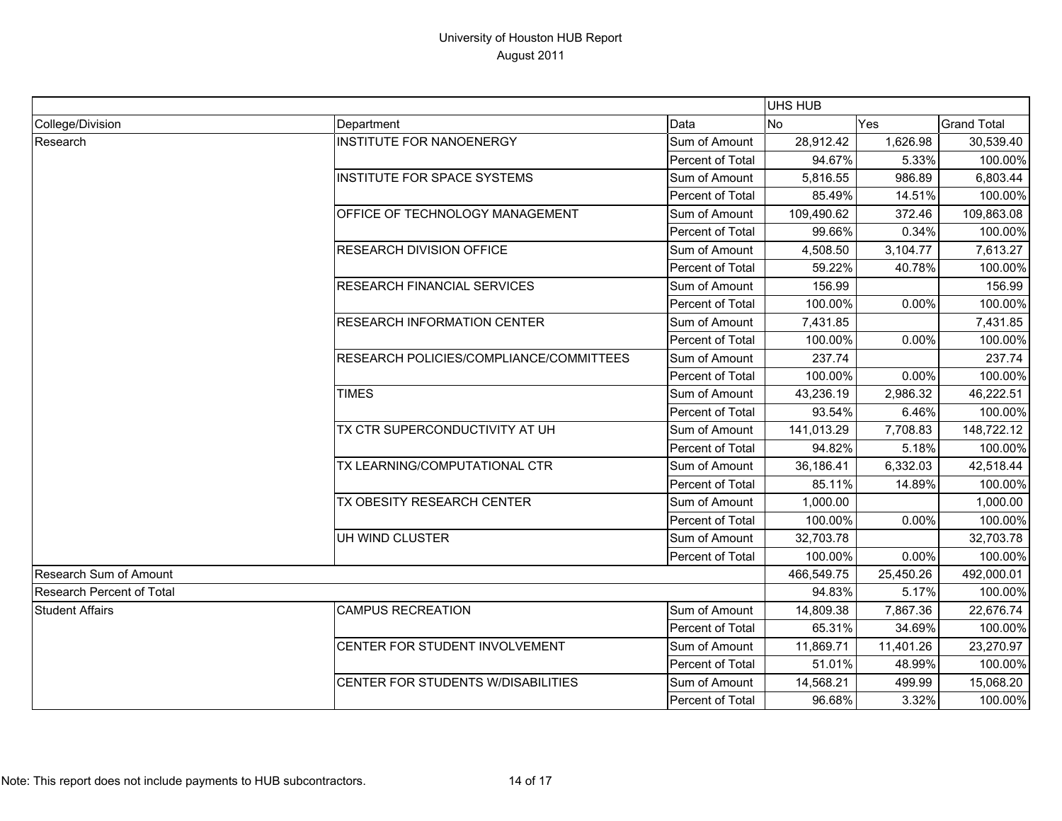# University of Houston HUB Report

August 2011

| College/Division | Department | Data | UHS HUB No | UHS HUB Yes | Grand Total |
|---|---|---|---|---|---|
| Research | INSTITUTE FOR NANOENERGY | Sum of Amount | 28,912.42 | 1,626.98 | 30,539.40 |
| | | Percent of Total | 94.67% | 5.33% | 100.00% |
| | INSTITUTE FOR SPACE SYSTEMS | Sum of Amount | 5,816.55 | 986.89 | 6,803.44 |
| | | Percent of Total | 85.49% | 14.51% | 100.00% |
| | OFFICE OF TECHNOLOGY MANAGEMENT | Sum of Amount | 109,490.62 | 372.46 | 109,863.08 |
| | | Percent of Total | 99.66% | 0.34% | 100.00% |
| | RESEARCH DIVISION OFFICE | Sum of Amount | 4,508.50 | 3,104.77 | 7,613.27 |
| | | Percent of Total | 59.22% | 40.78% | 100.00% |
| | RESEARCH FINANCIAL SERVICES | Sum of Amount | 156.99 | | 156.99 |
| | | Percent of Total | 100.00% | 0.00% | 100.00% |
| | RESEARCH INFORMATION CENTER | Sum of Amount | 7,431.85 | | 7,431.85 |
| | | Percent of Total | 100.00% | 0.00% | 100.00% |
| | RESEARCH POLICIES/COMPLIANCE/COMMITTEES | Sum of Amount | 237.74 | | 237.74 |
| | | Percent of Total | 100.00% | 0.00% | 100.00% |
| | TIMES | Sum of Amount | 43,236.19 | 2,986.32 | 46,222.51 |
| | | Percent of Total | 93.54% | 6.46% | 100.00% |
| | TX CTR SUPERCONDUCTIVITY AT UH | Sum of Amount | 141,013.29 | 7,708.83 | 148,722.12 |
| | | Percent of Total | 94.82% | 5.18% | 100.00% |
| | TX LEARNING/COMPUTATIONAL CTR | Sum of Amount | 36,186.41 | 6,332.03 | 42,518.44 |
| | | Percent of Total | 85.11% | 14.89% | 100.00% |
| | TX OBESITY RESEARCH CENTER | Sum of Amount | 1,000.00 | | 1,000.00 |
| | | Percent of Total | 100.00% | 0.00% | 100.00% |
| | UH WIND CLUSTER | Sum of Amount | 32,703.78 | | 32,703.78 |
| | | Percent of Total | 100.00% | 0.00% | 100.00% |
| Research Sum of Amount | | | 466,549.75 | 25,450.26 | 492,000.01 |
| Research Percent of Total | | | 94.83% | 5.17% | 100.00% |
| Student Affairs | CAMPUS RECREATION | Sum of Amount | 14,809.38 | 7,867.36 | 22,676.74 |
| | | Percent of Total | 65.31% | 34.69% | 100.00% |
| | CENTER FOR STUDENT INVOLVEMENT | Sum of Amount | 11,869.71 | 11,401.26 | 23,270.97 |
| | | Percent of Total | 51.01% | 48.99% | 100.00% |
| | CENTER FOR STUDENTS W/DISABILITIES | Sum of Amount | 14,568.21 | 499.99 | 15,068.20 |
| | | Percent of Total | 96.68% | 3.32% | 100.00% |

Note: This report does not include payments to HUB subcontractors.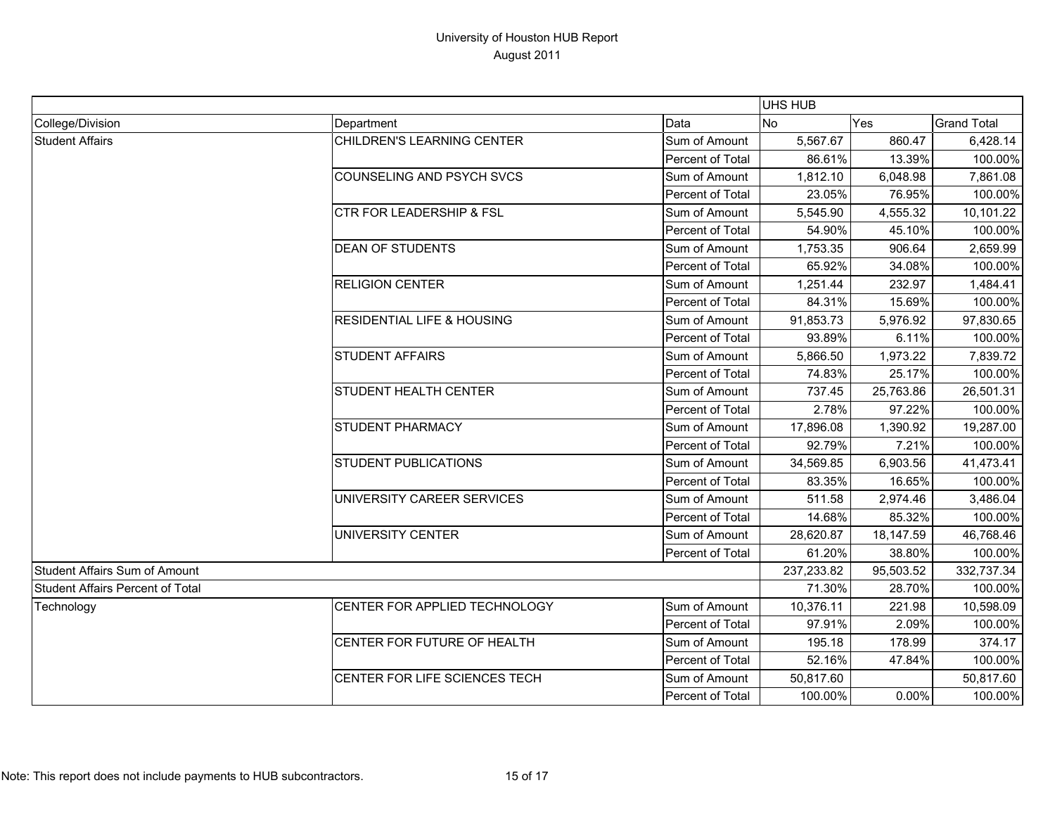# University of Houston HUB Report

August 2011

| | | | UHS HUB | | |
|---|---|---|---|---|---|
| College/Division | Department | Data | No | Yes | Grand Total |
| Student Affairs | CHILDREN'S LEARNING CENTER | Sum of Amount | 5,567.67 | 860.47 | 6,428.14 |
| | | Percent of Total | 86.61% | 13.39% | 100.00% |
| | COUNSELING AND PSYCH SVCS | Sum of Amount | 1,812.10 | 6,048.98 | 7,861.08 |
| | | Percent of Total | 23.05% | 76.95% | 100.00% |
| | CTR FOR LEADERSHIP & FSL | Sum of Amount | 5,545.90 | 4,555.32 | 10,101.22 |
| | | Percent of Total | 54.90% | 45.10% | 100.00% |
| | DEAN OF STUDENTS | Sum of Amount | 1,753.35 | 906.64 | 2,659.99 |
| | | Percent of Total | 65.92% | 34.08% | 100.00% |
| | RELIGION CENTER | Sum of Amount | 1,251.44 | 232.97 | 1,484.41 |
| | | Percent of Total | 84.31% | 15.69% | 100.00% |
| | RESIDENTIAL LIFE & HOUSING | Sum of Amount | 91,853.73 | 5,976.92 | 97,830.65 |
| | | Percent of Total | 93.89% | 6.11% | 100.00% |
| | STUDENT AFFAIRS | Sum of Amount | 5,866.50 | 1,973.22 | 7,839.72 |
| | | Percent of Total | 74.83% | 25.17% | 100.00% |
| | STUDENT HEALTH CENTER | Sum of Amount | 737.45 | 25,763.86 | 26,501.31 |
| | | Percent of Total | 2.78% | 97.22% | 100.00% |
| | STUDENT PHARMACY | Sum of Amount | 17,896.08 | 1,390.92 | 19,287.00 |
| | | Percent of Total | 92.79% | 7.21% | 100.00% |
| | STUDENT PUBLICATIONS | Sum of Amount | 34,569.85 | 6,903.56 | 41,473.41 |
| | | Percent of Total | 83.35% | 16.65% | 100.00% |
| | UNIVERSITY CAREER SERVICES | Sum of Amount | 511.58 | 2,974.46 | 3,486.04 |
| | | Percent of Total | 14.68% | 85.32% | 100.00% |
| | UNIVERSITY CENTER | Sum of Amount | 28,620.87 | 18,147.59 | 46,768.46 |
| | | Percent of Total | 61.20% | 38.80% | 100.00% |
| Student Affairs Sum of Amount | | | 237,233.82 | 95,503.52 | 332,737.34 |
| Student Affairs Percent of Total | | | 71.30% | 28.70% | 100.00% |
| Technology | CENTER FOR APPLIED TECHNOLOGY | Sum of Amount | 10,376.11 | 221.98 | 10,598.09 |
| | | Percent of Total | 97.91% | 2.09% | 100.00% |
| | CENTER FOR FUTURE OF HEALTH | Sum of Amount | 195.18 | 178.99 | 374.17 |
| | | Percent of Total | 52.16% | 47.84% | 100.00% |
| | CENTER FOR LIFE SCIENCES TECH | Sum of Amount | 50,817.60 | | 50,817.60 |
| | | Percent of Total | 100.00% | 0.00% | 100.00% |

Note: This report does not include payments to HUB subcontractors.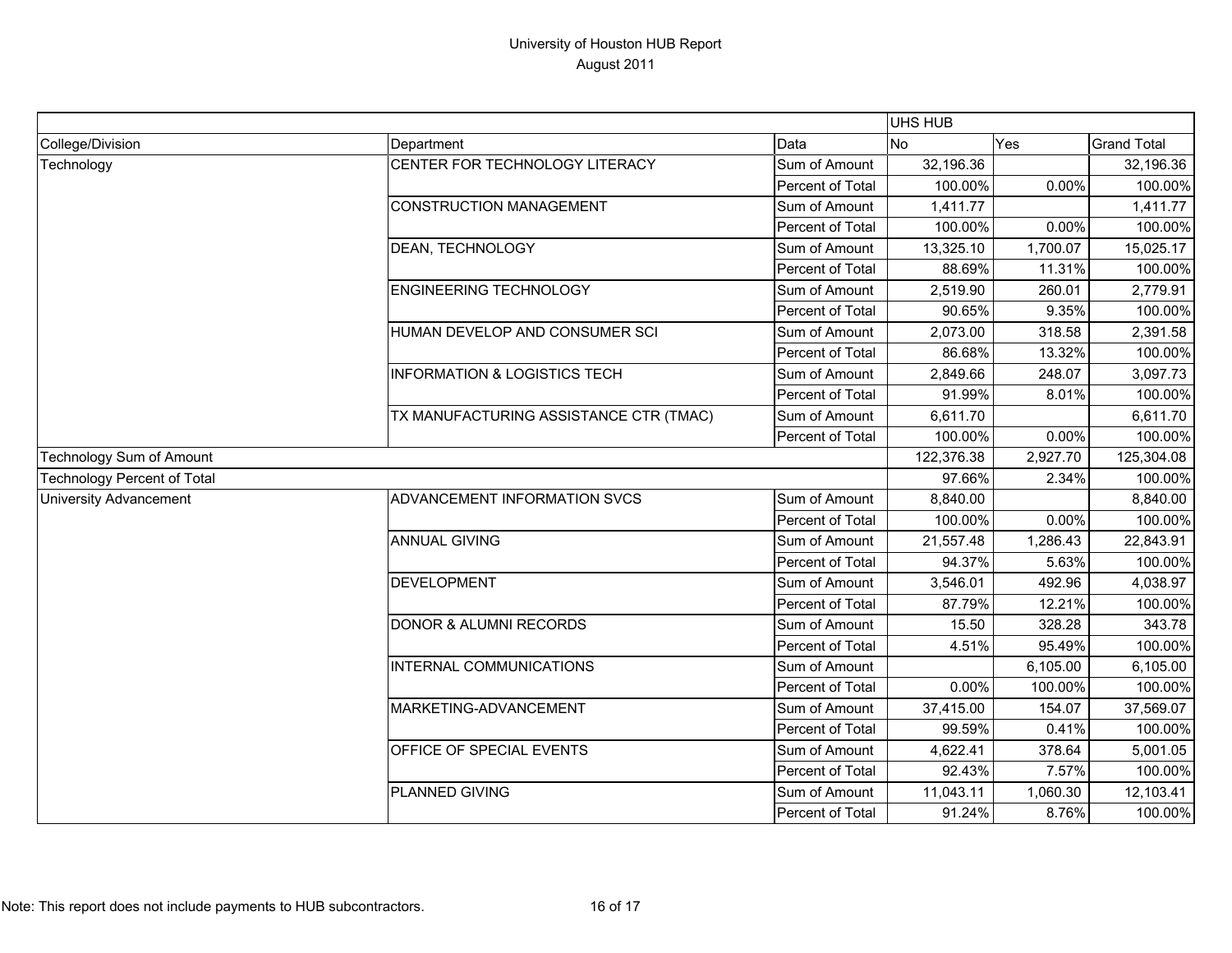# University of Houston HUB Report
August 2011

| | | | UHS HUB | | |
|---|---|---|---|---|---|
| College/Division | Department | Data | No | Yes | Grand Total |
| Technology | CENTER FOR TECHNOLOGY LITERACY | Sum of Amount | 32,196.36 | | 32,196.36 |
| | | Percent of Total | 100.00% | 0.00% | 100.00% |
| | CONSTRUCTION MANAGEMENT | Sum of Amount | 1,411.77 | | 1,411.77 |
| | | Percent of Total | 100.00% | 0.00% | 100.00% |
| | DEAN, TECHNOLOGY | Sum of Amount | 13,325.10 | 1,700.07 | 15,025.17 |
| | | Percent of Total | 88.69% | 11.31% | 100.00% |
| | ENGINEERING TECHNOLOGY | Sum of Amount | 2,519.90 | 260.01 | 2,779.91 |
| | | Percent of Total | 90.65% | 9.35% | 100.00% |
| | HUMAN DEVELOP AND CONSUMER SCI | Sum of Amount | 2,073.00 | 318.58 | 2,391.58 |
| | | Percent of Total | 86.68% | 13.32% | 100.00% |
| | INFORMATION & LOGISTICS TECH | Sum of Amount | 2,849.66 | 248.07 | 3,097.73 |
| | | Percent of Total | 91.99% | 8.01% | 100.00% |
| | TX MANUFACTURING ASSISTANCE CTR (TMAC) | Sum of Amount | 6,611.70 | | 6,611.70 |
| | | Percent of Total | 100.00% | 0.00% | 100.00% |
| Technology Sum of Amount | | | 122,376.38 | 2,927.70 | 125,304.08 |
| Technology Percent of Total | | | 97.66% | 2.34% | 100.00% |
| University Advancement | ADVANCEMENT INFORMATION SVCS | Sum of Amount | 8,840.00 | | 8,840.00 |
| | | Percent of Total | 100.00% | 0.00% | 100.00% |
| | ANNUAL GIVING | Sum of Amount | 21,557.48 | 1,286.43 | 22,843.91 |
| | | Percent of Total | 94.37% | 5.63% | 100.00% |
| | DEVELOPMENT | Sum of Amount | 3,546.01 | 492.96 | 4,038.97 |
| | | Percent of Total | 87.79% | 12.21% | 100.00% |
| | DONOR & ALUMNI RECORDS | Sum of Amount | 15.50 | 328.28 | 343.78 |
| | | Percent of Total | 4.51% | 95.49% | 100.00% |
| | INTERNAL COMMUNICATIONS | Sum of Amount | | 6,105.00 | 6,105.00 |
| | | Percent of Total | 0.00% | 100.00% | 100.00% |
| | MARKETING-ADVANCEMENT | Sum of Amount | 37,415.00 | 154.07 | 37,569.07 |
| | | Percent of Total | 99.59% | 0.41% | 100.00% |
| | OFFICE OF SPECIAL EVENTS | Sum of Amount | 4,622.41 | 378.64 | 5,001.05 |
| | | Percent of Total | 92.43% | 7.57% | 100.00% |
| | PLANNED GIVING | Sum of Amount | 11,043.11 | 1,060.30 | 12,103.41 |
| | | Percent of Total | 91.24% | 8.76% | 100.00% |

Note: This report does not include payments to HUB subcontractors.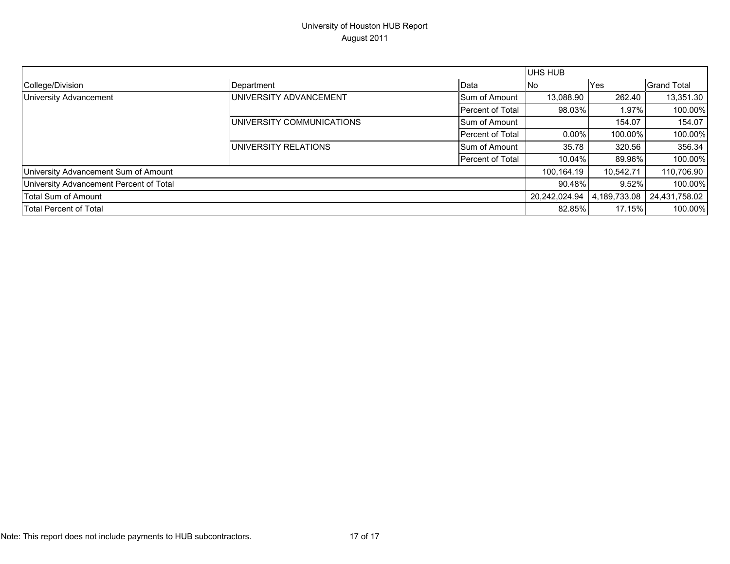# University of Houston HUB Report
August 2011

| | | | UHS HUB | | |
|---|---|---|---|---|---|
| College/Division | Department | Data | No | Yes | Grand Total |
| University Advancement | UNIVERSITY ADVANCEMENT | Sum of Amount | 13,088.90 | 262.40 | 13,351.30 |
| | | Percent of Total | 98.03% | 1.97% | 100.00% |
| | UNIVERSITY COMMUNICATIONS | Sum of Amount | | 154.07 | 154.07 |
| | | Percent of Total | 0.00% | 100.00% | 100.00% |
| | UNIVERSITY RELATIONS | Sum of Amount | 35.78 | 320.56 | 356.34 |
| | | Percent of Total | 10.04% | 89.96% | 100.00% |
| University Advancement Sum of Amount | | | 100,164.19 | 10,542.71 | 110,706.90 |
| University Advancement Percent of Total | | | 90.48% | 9.52% | 100.00% |
| Total Sum of Amount | | | 20,242,024.94 | 4,189,733.08 | 24,431,758.02 |
| Total Percent of Total | | | 82.85% | 17.15% | 100.00% |

Note: This report does not include payments to HUB subcontractors.